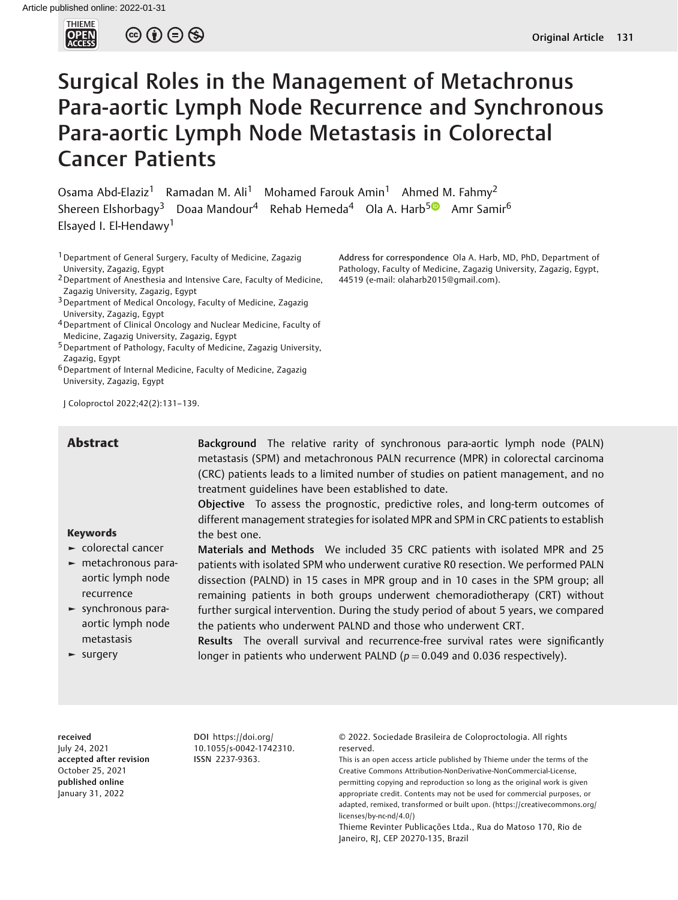# Surgical Roles in the Management of Metachronous Para-aortic Lymph Node Recurrence and Synchronous Para-aortic Lymph Node Metastasis in Colorectal Cancer Patients

Osama Abd-Elaziz[1] Ramadan M. Ali[1] Mohamed Farouk Amin[1] Ahmed M. Fahmy[2] Shereen Elshorbagy[3] Doaa Mandour[4] Rehab Hemeda[4] Ola A. Harb[5] Amr Samir[6] Elsayed I. El-Hendawy[1]

[1] Department of General Surgery, Faculty of Medicine, Zagazig University, Zagazig, Egypt
[2] Department of Anesthesia and Intensive Care, Faculty of Medicine, Zagazig University, Zagazig, Egypt
[3] Department of Medical Oncology, Faculty of Medicine, Zagazig University, Zagazig, Egypt
[4] Department of Clinical Oncology and Nuclear Medicine, Faculty of Medicine, Zagazig University, Zagazig, Egypt
[5] Department of Pathology, Faculty of Medicine, Zagazig University, Zagazig, Egypt
[6] Department of Internal Medicine, Faculty of Medicine, Zagazig University, Zagazig, Egypt

**Address for correspondence** Ola A. Harb, MD, PhD, Department of Pathology, Faculty of Medicine, Zagazig University, Zagazig, Egypt, 44519 (e-mail: olaharb2015@gmail.com).

J Coloproctol 2022;42(2):131–139.

## Abstract

**Background** The relative rarity of synchronous para-aortic lymph node (PALN) metastasis (SPM) and metachronous PALN recurrence (MPR) in colorectal carcinoma (CRC) patients leads to a limited number of studies on patient management, and no treatment guidelines have been established to date.

**Objective** To assess the prognostic, predictive roles, and long-term outcomes of different management strategies for isolated MPR and SPM in CRC patients to establish the best one.

**Materials and Methods** We included 35 CRC patients with isolated MPR and 25 patients with isolated SPM who underwent curative R0 resection. We performed PALN dissection (PALND) in 15 cases in MPR group and in 10 cases in the SPM group; all remaining patients in both groups underwent chemoradiotherapy (CRT) without further surgical intervention. During the study period of about 5 years, we compared the patients who underwent PALND and those who underwent CRT.

**Results** The overall survival and recurrence-free survival rates were significantly longer in patients who underwent PALND ($p = 0.049$ and $0.036$ respectively).

**Keywords**
- colorectal cancer
- metachronous para-aortic lymph node recurrence
- synchronous para-aortic lymph node metastasis
- surgery

**received** July 24, 2021
**accepted after revision** October 25, 2021
**published online** January 31, 2022

**DOI** https://doi.org/10.1055/s-0042-1742310.
**ISSN** 2237-9363.

© 2022. Sociedade Brasileira de Coloproctologia. All rights reserved.
This is an open access article published by Thieme under the terms of the Creative Commons Attribution-NonDerivative-NonCommercial-License, permitting copying and reproduction so long as the original work is given appropriate credit. Contents may not be used for commercial purposes, or adapted, remixed, transformed or built upon. (https://creativecommons.org/licenses/by-nc-nd/4.0/)
Thieme Revinter Publicações Ltda., Rua do Matoso 170, Rio de Janeiro, RJ, CEP 20270-135, Brazil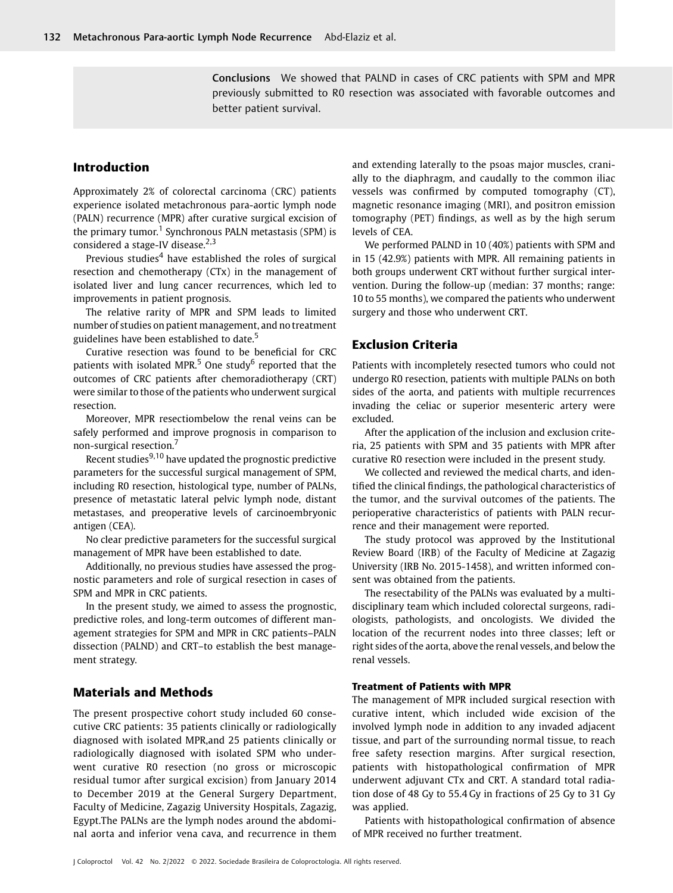**Conclusions** We showed that PALND in cases of CRC patients with SPM and MPR previously submitted to R0 resection was associated with favorable outcomes and better patient survival.

## Introduction

Approximately 2% of colorectal carcinoma (CRC) patients experience isolated metachronous para-aortic lymph node (PALN) recurrence (MPR) after curative surgical excision of the primary tumor.[1] Synchronous PALN metastasis (SPM) is considered a stage-IV disease.[2,3]

Previous studies[4] have established the roles of surgical resection and chemotherapy (CTx) in the management of isolated liver and lung cancer recurrences, which led to improvements in patient prognosis.

The relative rarity of MPR and SPM leads to limited number of studies on patient management, and no treatment guidelines have been established to date.[5]

Curative resection was found to be beneficial for CRC patients with isolated MPR.[5] One study[6] reported that the outcomes of CRC patients after chemoradiotherapy (CRT) were similar to those of the patients who underwent surgical resection.

Moreover, MPR resectiombelow the renal veins can be safely performed and improve prognosis in comparison to non-surgical resection.[7]

Recent studies[9,10] have updated the prognostic predictive parameters for the successful surgical management of SPM, including R0 resection, histological type, number of PALNs, presence of metastatic lateral pelvic lymph node, distant metastases, and preoperative levels of carcinoembryonic antigen (CEA).

No clear predictive parameters for the successful surgical management of MPR have been established to date.

Additionally, no previous studies have assessed the prognostic parameters and role of surgical resection in cases of SPM and MPR in CRC patients.

In the present study, we aimed to assess the prognostic, predictive roles, and long-term outcomes of different management strategies for SPM and MPR in CRC patients–PALN dissection (PALND) and CRT–to establish the best management strategy.

## Materials and Methods

The present prospective cohort study included 60 consecutive CRC patients: 35 patients clinically or radiologically diagnosed with isolated MPR,and 25 patients clinically or radiologically diagnosed with isolated SPM who underwent curative R0 resection (no gross or microscopic residual tumor after surgical excision) from January 2014 to December 2019 at the General Surgery Department, Faculty of Medicine, Zagazig University Hospitals, Zagazig, Egypt.The PALNs are the lymph nodes around the abdominal aorta and inferior vena cava, and recurrence in them and extending laterally to the psoas major muscles, cranially to the diaphragm, and caudally to the common iliac vessels was confirmed by computed tomography (CT), magnetic resonance imaging (MRI), and positron emission tomography (PET) findings, as well as by the high serum levels of CEA.

We performed PALND in 10 (40%) patients with SPM and in 15 (42.9%) patients with MPR. All remaining patients in both groups underwent CRT without further surgical intervention. During the follow-up (median: 37 months; range: 10 to 55 months), we compared the patients who underwent surgery and those who underwent CRT.

## Exclusion Criteria

Patients with incompletely resected tumors who could not undergo R0 resection, patients with multiple PALNs on both sides of the aorta, and patients with multiple recurrences invading the celiac or superior mesenteric artery were excluded.

After the application of the inclusion and exclusion criteria, 25 patients with SPM and 35 patients with MPR after curative R0 resection were included in the present study.

We collected and reviewed the medical charts, and identified the clinical findings, the pathological characteristics of the tumor, and the survival outcomes of the patients. The perioperative characteristics of patients with PALN recurrence and their management were reported.

The study protocol was approved by the Institutional Review Board (IRB) of the Faculty of Medicine at Zagazig University (IRB No. 2015-1458), and written informed consent was obtained from the patients.

The resectability of the PALNs was evaluated by a multidisciplinary team which included colorectal surgeons, radiologists, pathologists, and oncologists. We divided the location of the recurrent nodes into three classes; left or right sides of the aorta, above the renal vessels, and below the renal vessels.

### Treatment of Patients with MPR

The management of MPR included surgical resection with curative intent, which included wide excision of the involved lymph node in addition to any invaded adjacent tissue, and part of the surrounding normal tissue, to reach free safety resection margins. After surgical resection, patients with histopathological confirmation of MPR underwent adjuvant CTx and CRT. A standard total radiation dose of 48 Gy to 55.4 Gy in fractions of 25 Gy to 31 Gy was applied.

Patients with histopathological confirmation of absence of MPR received no further treatment.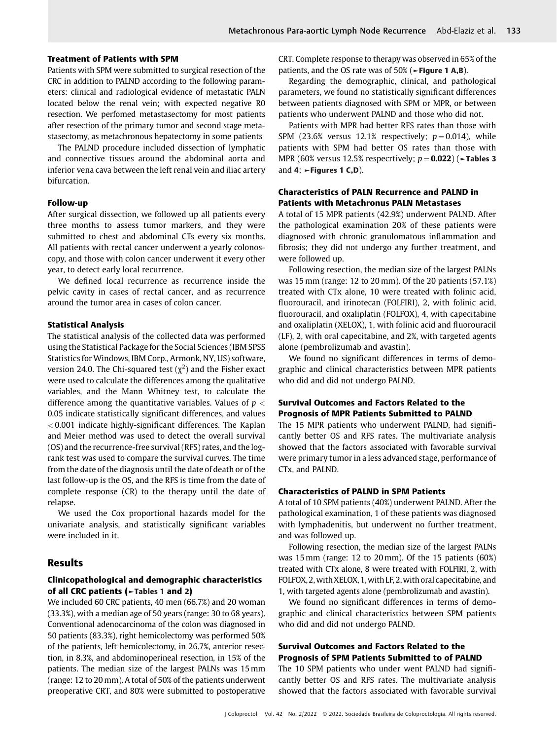### Treatment of Patients with SPM

Patients with SPM were submitted to surgical resection of the CRC in addition to PALND according to the following parameters: clinical and radiological evidence of metastatic PALN located below the renal vein; with expected negative R0 resection. We perfomed metastasectomy for most patients after resection of the primary tumor and second stage metastasectomy, as metachronous hepatectomy in some patients

The PALND procedure included dissection of lymphatic and connective tissues around the abdominal aorta and inferior vena cava between the left renal vein and iliac artery bifurcation.

### Follow-up

After surgical dissection, we followed up all patients every three months to assess tumor markers, and they were submitted to chest and abdominal CTs every six months. All patients with rectal cancer underwent a yearly colonoscopy, and those with colon cancer underwent it every other year, to detect early local recurrence.

We defined local recurrence as recurrence inside the pelvic cavity in cases of rectal cancer, and as recurrence around the tumor area in cases of colon cancer.

### Statistical Analysis

The statistical analysis of the collected data was performed using the Statistical Package for the Social Sciences (IBM SPSS Statistics for Windows, IBM Corp., Armonk, NY, US) software, version 24.0. The Chi-squared test ($\chi^2$) and the Fisher exact were used to calculate the differences among the qualitative variables, and the Mann Whitney test, to calculate the difference among the quantitative variables. Values of $p < 0.05$ indicate statistically significant differences, and values $< 0.001$ indicate highly-significant differences. The Kaplan and Meier method was used to detect the overall survival (OS) and the recurrence-free survival (RFS) rates, and the log-rank test was used to compare the survival curves. The time from the date of the diagnosis until the date of death or of the last follow-up is the OS, and the RFS is time from the date of complete response (CR) to the therapy until the date of relapse.

We used the Cox proportional hazards model for the univariate analysis, and statistically significant variables were included in it.

## Results

### Clinicopathological and demographic characteristics of all CRC patients (►Tables 1 and 2)

We included 60 CRC patients, 40 men (66.7%) and 20 woman (33.3%), with a median age of 50 years (range: 30 to 68 years). Conventional adenocarcinoma of the colon was diagnosed in 50 patients (83.3%), right hemicolectomy was performed 50% of the patients, left hemicolectomy, in 26.7%, anterior resection, in 8.3%, and abdominoperineal resection, in 15% of the patients. The median size of the largest PALNs was 15 mm (range: 12 to 20 mm). A total of 50% of the patients underwent preoperative CRT, and 80% were submitted to postoperative CRT. Complete response to therapy was observed in 65% of the patients, and the OS rate was of 50% (►**Figure 1 A,B**).

Regarding the demographic, clinical, and pathological parameters, we found no statistically significant differences between patients diagnosed with SPM or MPR, or between patients who underwent PALND and those who did not.

Patients with MPR had better RFS rates than those with SPM (23.6% versus 12.1% respectively; $p = 0.014$), while patients with SPM had better OS rates than those with MPR (60% versus 12.5% respecrtively; $p = \mathbf{0.022}$) (►**Tables 3** and **4**; ►**Figures 1 C,D**).

### Characteristics of PALN Recurrence and PALND in Patients with Metachronus PALN Metastases

A total of 15 MPR patients (42.9%) underwent PALND. After the pathological examination 20% of these patients were diagnosed with chronic granulomatous inflammation and fibrosis; they did not undergo any further treatment, and were followed up.

Following resection, the median size of the largest PALNs was 15 mm (range: 12 to 20 mm). Of the 20 patients (57.1%) treated with CTx alone, 10 were treated with folinic acid, fluorouracil, and irinotecan (FOLFIRI), 2, with folinic acid, fluorouracil, and oxaliplatin (FOLFOX), 4, with capecitabine and oxaliplatin (XELOX), 1, with folinic acid and fluorouracil (LF), 2, with oral capecitabine, and 2%, with targeted agents alone (pembrolizumab and avastin).

We found no significant differences in terms of demographic and clinical characteristics between MPR patients who did and did not undergo PALND.

### Survival Outcomes and Factors Related to the Prognosis of MPR Patients Submitted to PALND

The 15 MPR patients who underwent PALND, had significantly better OS and RFS rates. The multivariate analysis showed that the factors associated with favorable survival were primary tumor in a less advanced stage, performance of CTx, and PALND.

### Characteristics of PALND in SPM Patients

A total of 10 SPM patients (40%) underwent PALND. After the pathological examination, 1 of these patients was diagnosed with lymphadenitis, but underwent no further treatment, and was followed up.

Following resection, the median size of the largest PALNs was 15 mm (range: 12 to 20 mm). Of the 15 patients (60%) treated with CTx alone, 8 were treated with FOLFIRI, 2, with FOLFOX, 2, with XELOX, 1, with LF, 2, with oral capecitabine, and 1, with targeted agents alone (pembrolizumab and avastin).

We found no significant differences in terms of demographic and clinical characteristics between SPM patients who did and did not undergo PALND.

### Survival Outcomes and Factors Related to the Prognosis of SPM Patients Submitted to of PALND

The 10 SPM patients who under went PALND had significantly better OS and RFS rates. The multivariate analysis showed that the factors associated with favorable survival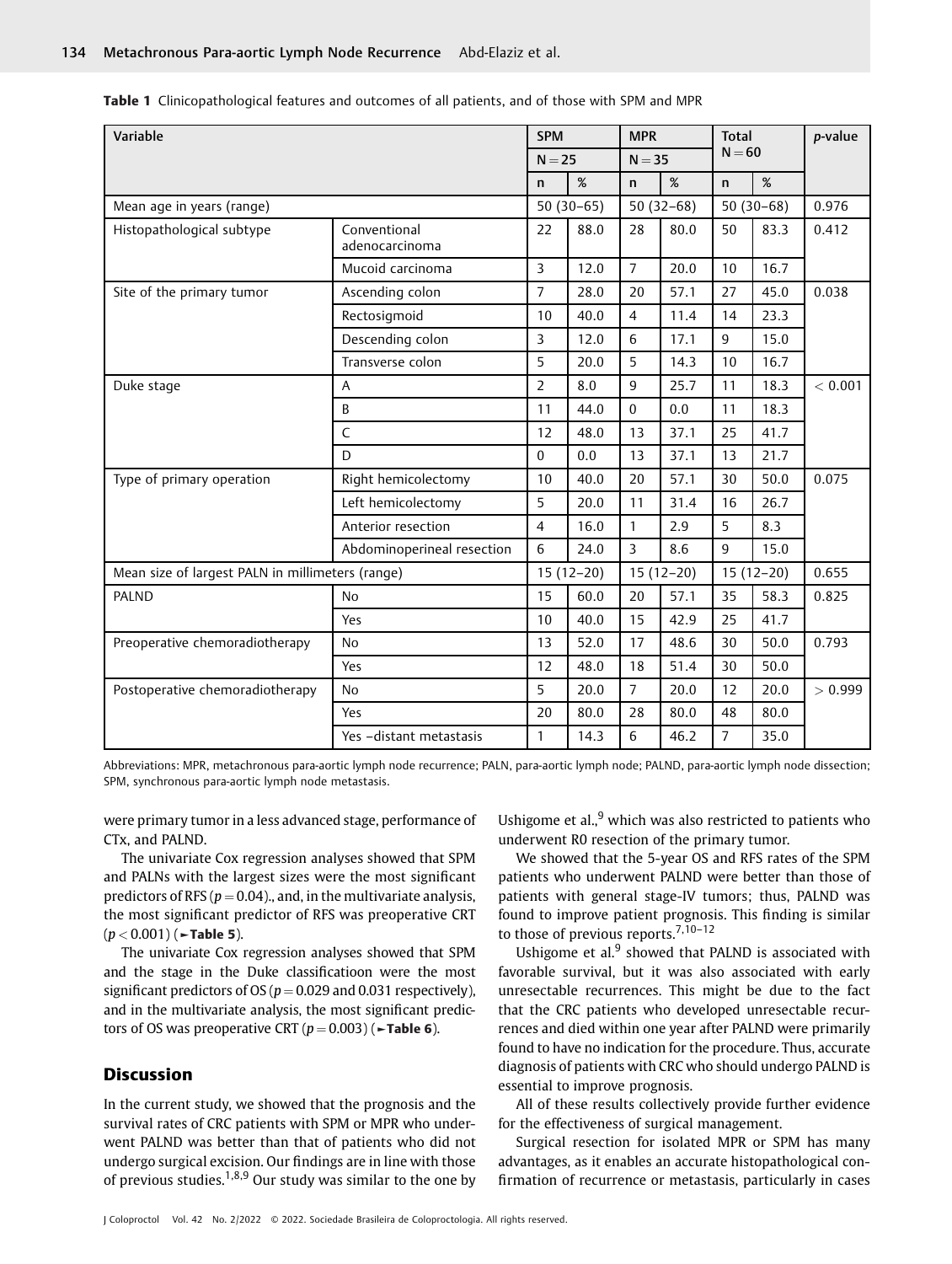**Table 1** Clinicopathological features and outcomes of all patients, and of those with SPM and MPR

| Variable | | SPM | | MPR | | Total | | p-value |
|---|---|---|---|---|---|---|---|---|
| | | N = 25 | | N = 35 | | N = 60 | | |
| | | n | % | n | % | n | % | |
| Mean age in years (range) | | 50 (30–65) | | 50 (32–68) | | 50 (30–68) | | 0.976 |
| Histopathological subtype | Conventional adenocarcinoma | 22 | 88.0 | 28 | 80.0 | 50 | 83.3 | 0.412 |
| | Mucoid carcinoma | 3 | 12.0 | 7 | 20.0 | 10 | 16.7 | |
| Site of the primary tumor | Ascending colon | 7 | 28.0 | 20 | 57.1 | 27 | 45.0 | 0.038 |
| | Rectosigmoid | 10 | 40.0 | 4 | 11.4 | 14 | 23.3 | |
| | Descending colon | 3 | 12.0 | 6 | 17.1 | 9 | 15.0 | |
| | Transverse colon | 5 | 20.0 | 5 | 14.3 | 10 | 16.7 | |
| Duke stage | A | 2 | 8.0 | 9 | 25.7 | 11 | 18.3 | < 0.001 |
| | B | 11 | 44.0 | 0 | 0.0 | 11 | 18.3 | |
| | C | 12 | 48.0 | 13 | 37.1 | 25 | 41.7 | |
| | D | 0 | 0.0 | 13 | 37.1 | 13 | 21.7 | |
| Type of primary operation | Right hemicolectomy | 10 | 40.0 | 20 | 57.1 | 30 | 50.0 | 0.075 |
| | Left hemicolectomy | 5 | 20.0 | 11 | 31.4 | 16 | 26.7 | |
| | Anterior resection | 4 | 16.0 | 1 | 2.9 | 5 | 8.3 | |
| | Abdominoperineal resection | 6 | 24.0 | 3 | 8.6 | 9 | 15.0 | |
| Mean size of largest PALN in millimeters (range) | | 15 (12–20) | | 15 (12–20) | | 15 (12–20) | | 0.655 |
| PALND | No | 15 | 60.0 | 20 | 57.1 | 35 | 58.3 | 0.825 |
| | Yes | 10 | 40.0 | 15 | 42.9 | 25 | 41.7 | |
| Preoperative chemoradiotherapy | No | 13 | 52.0 | 17 | 48.6 | 30 | 50.0 | 0.793 |
| | Yes | 12 | 48.0 | 18 | 51.4 | 30 | 50.0 | |
| Postoperative chemoradiotherapy | No | 5 | 20.0 | 7 | 20.0 | 12 | 20.0 | > 0.999 |
| | Yes | 20 | 80.0 | 28 | 80.0 | 48 | 80.0 | |
| | Yes –distant metastasis | 1 | 14.3 | 6 | 46.2 | 7 | 35.0 | |

Abbreviations: MPR, metachronous para-aortic lymph node recurrence; PALN, para-aortic lymph node; PALND, para-aortic lymph node dissection; SPM, synchronous para-aortic lymph node metastasis.

were primary tumor in a less advanced stage, performance of CTx, and PALND.

The univariate Cox regression analyses showed that SPM and PALNs with the largest sizes were the most significant predictors of RFS ($p = 0.04$)., and, in the multivariate analysis, the most significant predictor of RFS was preoperative CRT ($p < 0.001$) (►**Table 5**).

The univariate Cox regression analyses showed that SPM and the stage in the Duke classificatioon were the most significant predictors of OS ($p = 0.029$ and 0.031 respectively), and in the multivariate analysis, the most significant predictors of OS was preoperative CRT ($p = 0.003$) (►**Table 6**).

## Discussion

In the current study, we showed that the prognosis and the survival rates of CRC patients with SPM or MPR who underwent PALND was better than that of patients who did not undergo surgical excision. Our findings are in line with those of previous studies.[1,8,9] Our study was similar to the one by Ushigome et al.,[9] which was also restricted to patients who underwent R0 resection of the primary tumor.

We showed that the 5-year OS and RFS rates of the SPM patients who underwent PALND were better than those of patients with general stage-IV tumors; thus, PALND was found to improve patient prognosis. This finding is similar to those of previous reports.[7,10–12]

Ushigome et al.[9] showed that PALND is associated with favorable survival, but it was also associated with early unresectable recurrences. This might be due to the fact that the CRC patients who developed unresectable recurrences and died within one year after PALND were primarily found to have no indication for the procedure. Thus, accurate diagnosis of patients with CRC who should undergo PALND is essential to improve prognosis.

All of these results collectively provide further evidence for the effectiveness of surgical management.

Surgical resection for isolated MPR or SPM has many advantages, as it enables an accurate histopathological confirmation of recurrence or metastasis, particularly in cases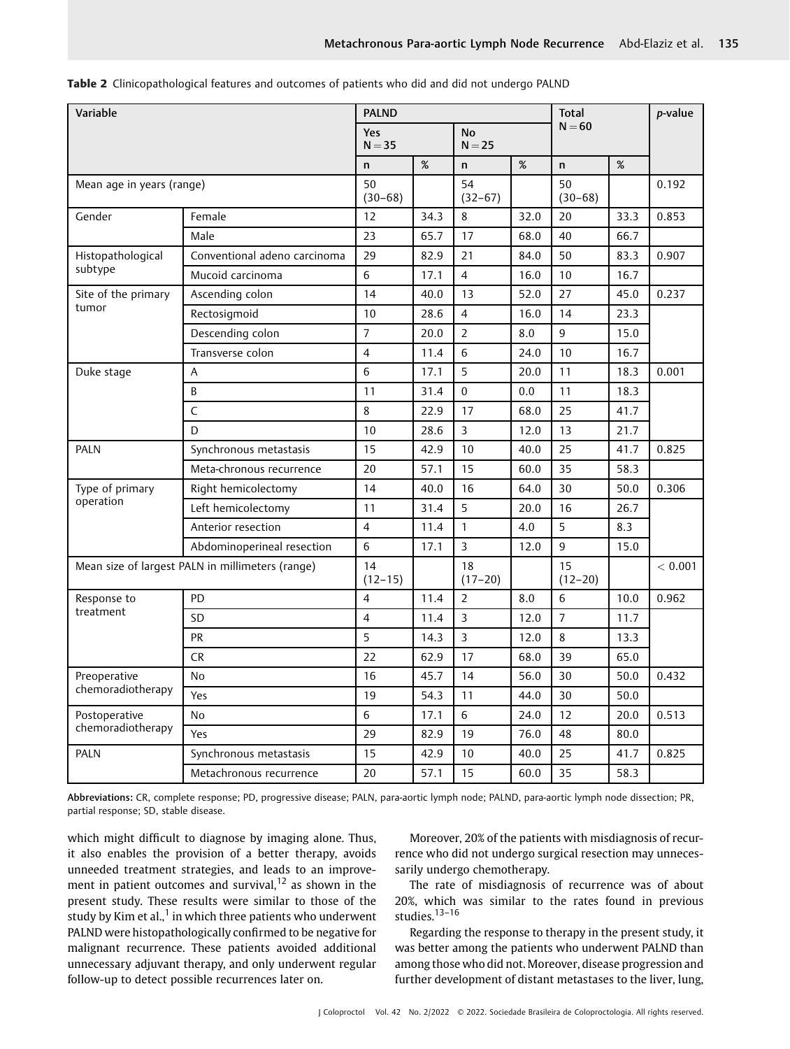**Table 2** Clinicopathological features and outcomes of patients who did and did not undergo PALND

| Variable | | PALND | | | | Total N = 60 | | p-value |
|---|---|---|---|---|---|---|---|---|
| | | Yes N = 35 | | No N = 25 | | | | |
| | | n | % | n | % | n | % | |
| Mean age in years (range) | | 50 (30–68) | | 54 (32–67) | | 50 (30–68) | | 0.192 |
| Gender | Female | 12 | 34.3 | 8 | 32.0 | 20 | 33.3 | 0.853 |
| | Male | 23 | 65.7 | 17 | 68.0 | 40 | 66.7 | |
| Histopathological subtype | Conventional adeno carcinoma | 29 | 82.9 | 21 | 84.0 | 50 | 83.3 | 0.907 |
| | Mucoid carcinoma | 6 | 17.1 | 4 | 16.0 | 10 | 16.7 | |
| Site of the primary tumor | Ascending colon | 14 | 40.0 | 13 | 52.0 | 27 | 45.0 | 0.237 |
| | Rectosigmoid | 10 | 28.6 | 4 | 16.0 | 14 | 23.3 | |
| | Descending colon | 7 | 20.0 | 2 | 8.0 | 9 | 15.0 | |
| | Transverse colon | 4 | 11.4 | 6 | 24.0 | 10 | 16.7 | |
| Duke stage | A | 6 | 17.1 | 5 | 20.0 | 11 | 18.3 | 0.001 |
| | B | 11 | 31.4 | 0 | 0.0 | 11 | 18.3 | |
| | C | 8 | 22.9 | 17 | 68.0 | 25 | 41.7 | |
| | D | 10 | 28.6 | 3 | 12.0 | 13 | 21.7 | |
| PALN | Synchronous metastasis | 15 | 42.9 | 10 | 40.0 | 25 | 41.7 | 0.825 |
| | Meta-chronous recurrence | 20 | 57.1 | 15 | 60.0 | 35 | 58.3 | |
| Type of primary operation | Right hemicolectomy | 14 | 40.0 | 16 | 64.0 | 30 | 50.0 | 0.306 |
| | Left hemicolectomy | 11 | 31.4 | 5 | 20.0 | 16 | 26.7 | |
| | Anterior resection | 4 | 11.4 | 1 | 4.0 | 5 | 8.3 | |
| | Abdominoperineal resection | 6 | 17.1 | 3 | 12.0 | 9 | 15.0 | |
| Mean size of largest PALN in millimeters (range) | | 14 (12–15) | | 18 (17–20) | | 15 (12–20) | | < 0.001 |
| Response to treatment | PD | 4 | 11.4 | 2 | 8.0 | 6 | 10.0 | 0.962 |
| | SD | 4 | 11.4 | 3 | 12.0 | 7 | 11.7 | |
| | PR | 5 | 14.3 | 3 | 12.0 | 8 | 13.3 | |
| | CR | 22 | 62.9 | 17 | 68.0 | 39 | 65.0 | |
| Preoperative chemoradiotherapy | No | 16 | 45.7 | 14 | 56.0 | 30 | 50.0 | 0.432 |
| | Yes | 19 | 54.3 | 11 | 44.0 | 30 | 50.0 | |
| Postoperative chemoradiotherapy | No | 6 | 17.1 | 6 | 24.0 | 12 | 20.0 | 0.513 |
| | Yes | 29 | 82.9 | 19 | 76.0 | 48 | 80.0 | |
| PALN | Synchronous metastasis | 15 | 42.9 | 10 | 40.0 | 25 | 41.7 | 0.825 |
| | Metachronous recurrence | 20 | 57.1 | 15 | 60.0 | 35 | 58.3 | |

**Abbreviations:** CR, complete response; PD, progressive disease; PALN, para-aortic lymph node; PALND, para-aortic lymph node dissection; PR, partial response; SD, stable disease.

which might difficult to diagnose by imaging alone. Thus, it also enables the provision of a better therapy, avoids unneeded treatment strategies, and leads to an improvement in patient outcomes and survival,[12] as shown in the present study. These results were similar to those of the study by Kim et al.,[1] in which three patients who underwent PALND were histopathologically confirmed to be negative for malignant recurrence. These patients avoided additional unnecessary adjuvant therapy, and only underwent regular follow-up to detect possible recurrences later on.

Moreover, 20% of the patients with misdiagnosis of recurrence who did not undergo surgical resection may unnecessarily undergo chemotherapy.

The rate of misdiagnosis of recurrence was of about 20%, which was similar to the rates found in previous studies.[13–16]

Regarding the response to therapy in the present study, it was better among the patients who underwent PALND than among those who did not. Moreover, disease progression and further development of distant metastases to the liver, lung,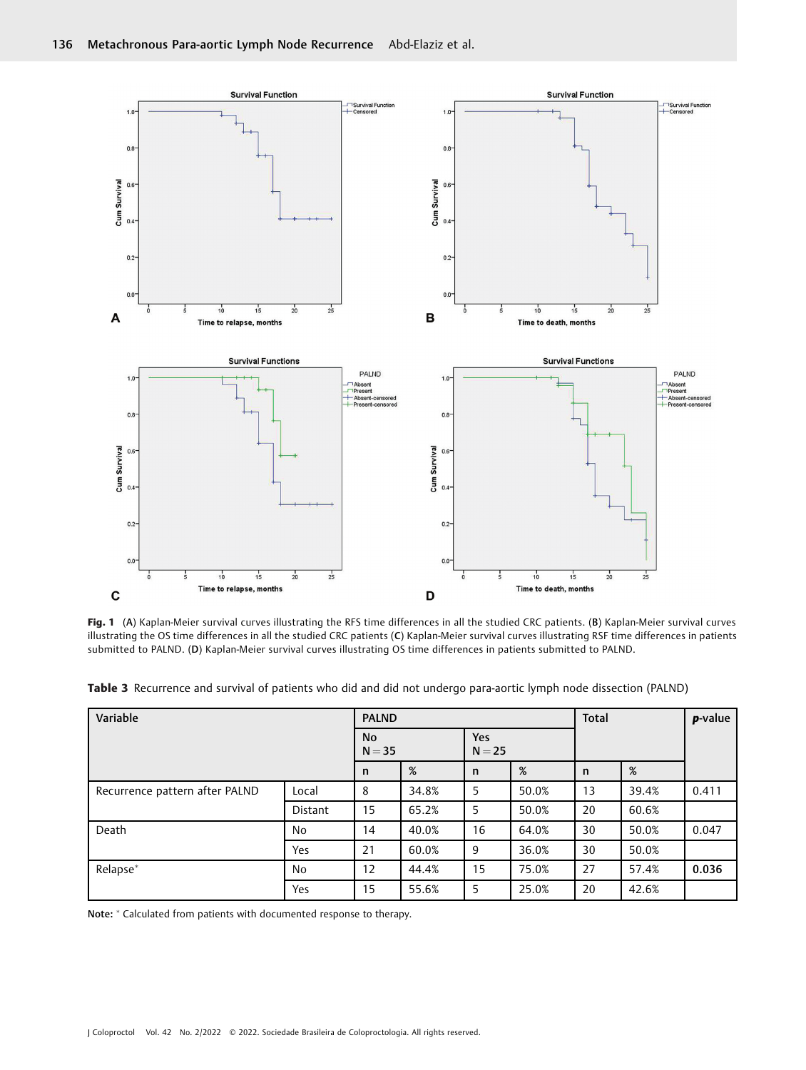**Fig. 1** (**A**) Kaplan-Meier survival curves illustrating the RFS time differences in all the studied CRC patients. (**B**) Kaplan-Meier survival curves illustrating the OS time differences in all the studied CRC patients (**C**) Kaplan-Meier survival curves illustrating RSF time differences in patients submitted to PALND. (**D**) Kaplan-Meier survival curves illustrating OS time differences in patients submitted to PALND.

**Table 3** Recurrence and survival of patients who did and did not undergo para-aortic lymph node dissection (PALND)

| Variable | | PALND | | | | Total | | ***p*-value** |
|---|---|---|---|---|---|---|---|---|
| | | No N = 35 | | Yes N = 25 | | | | |
| | | n | % | n | % | n | % | |
| Recurrence pattern after PALND | Local | 8 | 34.8% | 5 | 50.0% | 13 | 39.4% | 0.411 |
| | Distant | 15 | 65.2% | 5 | 50.0% | 20 | 60.6% | |
| Death | No | 14 | 40.0% | 16 | 64.0% | 30 | 50.0% | 0.047 |
| | Yes | 21 | 60.0% | 9 | 36.0% | 30 | 50.0% | |
| Relapse* | No | 12 | 44.4% | 15 | 75.0% | 27 | 57.4% | **0.036** |
| | Yes | 15 | 55.6% | 5 | 25.0% | 20 | 42.6% | |

**Note:** * Calculated from patients with documented response to therapy.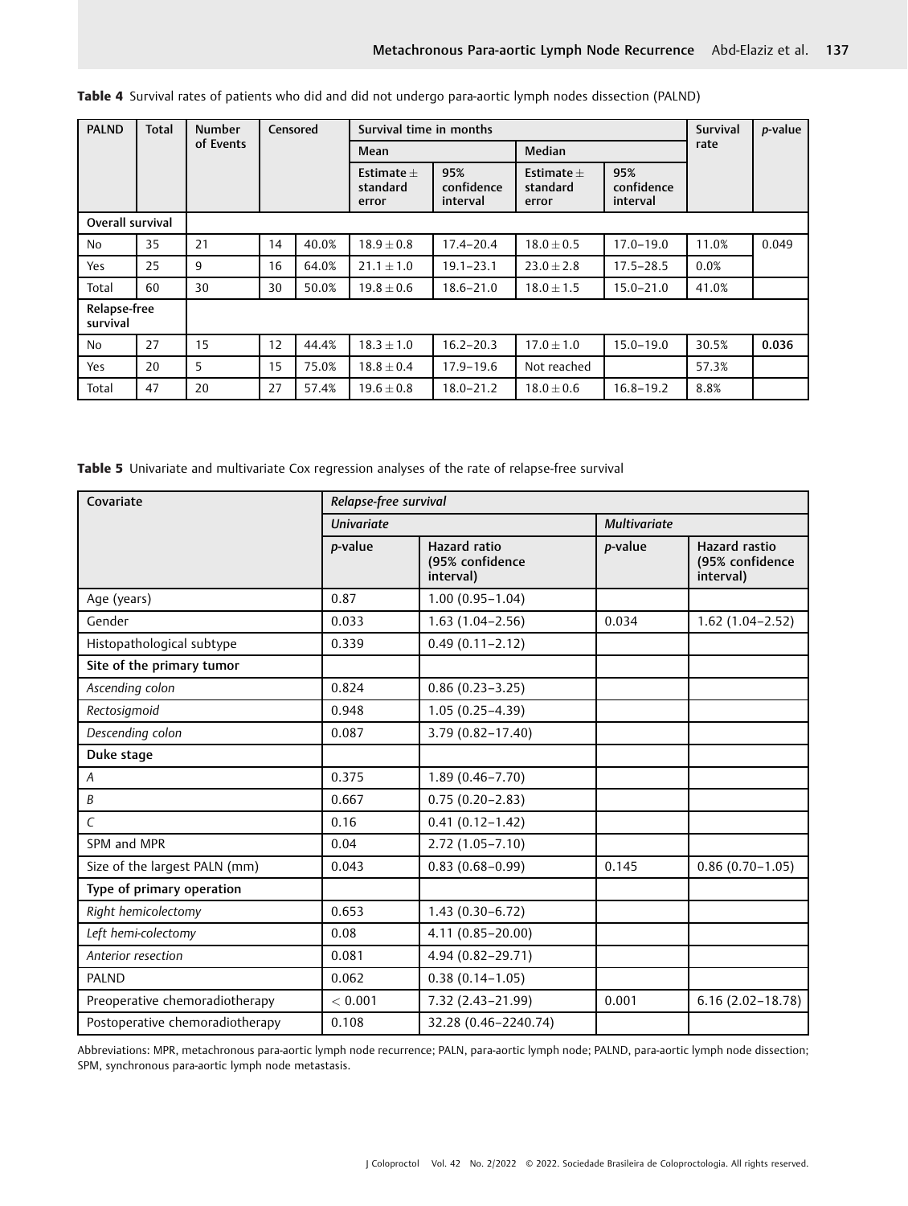**Table 4** Survival rates of patients who did and did not undergo para-aortic lymph nodes dissection (PALND)

| PALND | Total | Number of Events | Censored | | Survival time in months | | | | Survival rate | p-value |
|---|---|---|---|---|---|---|---|---|---|---|
| | | | | | Mean | | Median | | | |
| | | | | | Estimate ± standard error | 95% confidence interval | Estimate ± standard error | 95% confidence interval | | |
| Overall survival | | | | | | | | | | |
| No | 35 | 21 | 14 | 40.0% | 18.9 ± 0.8 | 17.4–20.4 | 18.0 ± 0.5 | 17.0–19.0 | 11.0% | 0.049 |
| Yes | 25 | 9 | 16 | 64.0% | 21.1 ± 1.0 | 19.1–23.1 | 23.0 ± 2.8 | 17.5–28.5 | 0.0% | |
| Total | 60 | 30 | 30 | 50.0% | 19.8 ± 0.6 | 18.6–21.0 | 18.0 ± 1.5 | 15.0–21.0 | 41.0% | |
| Relapse-free survival | | | | | | | | | | |
| No | 27 | 15 | 12 | 44.4% | 18.3 ± 1.0 | 16.2–20.3 | 17.0 ± 1.0 | 15.0–19.0 | 30.5% | **0.036** |
| Yes | 20 | 5 | 15 | 75.0% | 18.8 ± 0.4 | 17.9–19.6 | Not reached | | 57.3% | |
| Total | 47 | 20 | 27 | 57.4% | 19.6 ± 0.8 | 18.0–21.2 | 18.0 ± 0.6 | 16.8–19.2 | 8.8% | |

**Table 5** Univariate and multivariate Cox regression analyses of the rate of relapse-free survival

| Covariate | *Relapse-free survival* | | | |
|---|---|---|---|---|
| | *Univariate* | | *Multivariate* | |
| | *p*-value | Hazard ratio (95% confidence interval) | *p*-value | Hazard rastio (95% confidence interval) |
| Age (years) | 0.87 | 1.00 (0.95–1.04) | | |
| Gender | 0.033 | 1.63 (1.04–2.56) | 0.034 | 1.62 (1.04–2.52) |
| Histopathological subtype | 0.339 | 0.49 (0.11–2.12) | | |
| **Site of the primary tumor** | | | | |
| *Ascending colon* | 0.824 | 0.86 (0.23–3.25) | | |
| *Rectosigmoid* | 0.948 | 1.05 (0.25–4.39) | | |
| *Descending colon* | 0.087 | 3.79 (0.82–17.40) | | |
| **Duke stage** | | | | |
| *A* | 0.375 | 1.89 (0.46–7.70) | | |
| *B* | 0.667 | 0.75 (0.20–2.83) | | |
| *C* | 0.16 | 0.41 (0.12–1.42) | | |
| SPM and MPR | 0.04 | 2.72 (1.05–7.10) | | |
| Size of the largest PALN (mm) | 0.043 | 0.83 (0.68–0.99) | 0.145 | 0.86 (0.70–1.05) |
| **Type of primary operation** | | | | |
| *Right hemicolectomy* | 0.653 | 1.43 (0.30–6.72) | | |
| *Left hemi-colectomy* | 0.08 | 4.11 (0.85–20.00) | | |
| *Anterior resection* | 0.081 | 4.94 (0.82–29.71) | | |
| PALND | 0.062 | 0.38 (0.14–1.05) | | |
| Preoperative chemoradiotherapy | < 0.001 | 7.32 (2.43–21.99) | 0.001 | 6.16 (2.02–18.78) |
| Postoperative chemoradiotherapy | 0.108 | 32.28 (0.46–2240.74) | | |

Abbreviations: MPR, metachronous para-aortic lymph node recurrence; PALN, para-aortic lymph node; PALND, para-aortic lymph node dissection; SPM, synchronous para-aortic lymph node metastasis.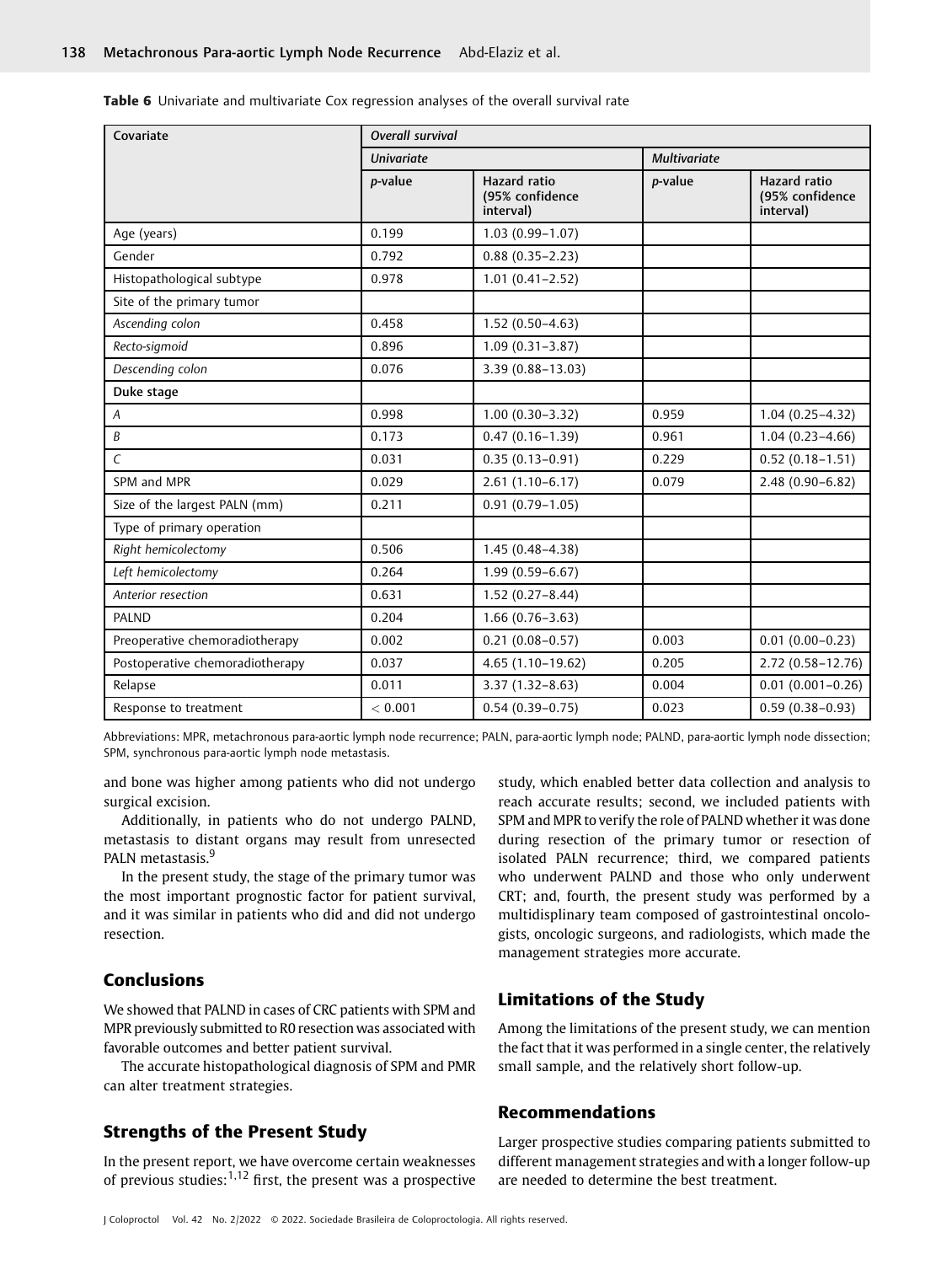**Table 6** Univariate and multivariate Cox regression analyses of the overall survival rate

| Covariate | Overall survival | | | |
|---|---|---|---|---|
| | *Univariate* | | *Multivariate* | |
| | *p*-value | Hazard ratio (95% confidence interval) | *p*-value | Hazard ratio (95% confidence interval) |
| Age (years) | 0.199 | 1.03 (0.99–1.07) | | |
| Gender | 0.792 | 0.88 (0.35–2.23) | | |
| Histopathological subtype | 0.978 | 1.01 (0.41–2.52) | | |
| Site of the primary tumor | | | | |
| *Ascending colon* | 0.458 | 1.52 (0.50–4.63) | | |
| *Recto-sigmoid* | 0.896 | 1.09 (0.31–3.87) | | |
| *Descending colon* | 0.076 | 3.39 (0.88–13.03) | | |
| **Duke stage** | | | | |
| *A* | 0.998 | 1.00 (0.30–3.32) | 0.959 | 1.04 (0.25–4.32) |
| *B* | 0.173 | 0.47 (0.16–1.39) | 0.961 | 1.04 (0.23–4.66) |
| *C* | 0.031 | 0.35 (0.13–0.91) | 0.229 | 0.52 (0.18–1.51) |
| SPM and MPR | 0.029 | 2.61 (1.10–6.17) | 0.079 | 2.48 (0.90–6.82) |
| Size of the largest PALN (mm) | 0.211 | 0.91 (0.79–1.05) | | |
| Type of primary operation | | | | |
| *Right hemicolectomy* | 0.506 | 1.45 (0.48–4.38) | | |
| *Left hemicolectomy* | 0.264 | 1.99 (0.59–6.67) | | |
| *Anterior resection* | 0.631 | 1.52 (0.27–8.44) | | |
| PALND | 0.204 | 1.66 (0.76–3.63) | | |
| Preoperative chemoradiotherapy | 0.002 | 0.21 (0.08–0.57) | 0.003 | 0.01 (0.00–0.23) |
| Postoperative chemoradiotherapy | 0.037 | 4.65 (1.10–19.62) | 0.205 | 2.72 (0.58–12.76) |
| Relapse | 0.011 | 3.37 (1.32–8.63) | 0.004 | 0.01 (0.001–0.26) |
| Response to treatment | < 0.001 | 0.54 (0.39–0.75) | 0.023 | 0.59 (0.38–0.93) |

Abbreviations: MPR, metachronous para-aortic lymph node recurrence; PALN, para-aortic lymph node; PALND, para-aortic lymph node dissection; SPM, synchronous para-aortic lymph node metastasis.

and bone was higher among patients who did not undergo surgical excision.

Additionally, in patients who do not undergo PALND, metastasis to distant organs may result from unresected PALN metastasis.[9]

In the present study, the stage of the primary tumor was the most important prognostic factor for patient survival, and it was similar in patients who did and did not undergo resection.

## Conclusions

We showed that PALND in cases of CRC patients with SPM and MPR previously submitted to R0 resection was associated with favorable outcomes and better patient survival.

The accurate histopathological diagnosis of SPM and PMR can alter treatment strategies.

## Strengths of the Present Study

In the present report, we have overcome certain weaknesses of previous studies:[1,12] first, the present was a prospective study, which enabled better data collection and analysis to reach accurate results; second, we included patients with SPM and MPR to verify the role of PALND whether it was done during resection of the primary tumor or resection of isolated PALN recurrence; third, we compared patients who underwent PALND and those who only underwent CRT; and, fourth, the present study was performed by a multidisplinary team composed of gastrointestinal oncologists, oncologic surgeons, and radiologists, which made the management strategies more accurate.

## Limitations of the Study

Among the limitations of the present study, we can mention the fact that it was performed in a single center, the relatively small sample, and the relatively short follow-up.

## Recommendations

Larger prospective studies comparing patients submitted to different management strategies and with a longer follow-up are needed to determine the best treatment.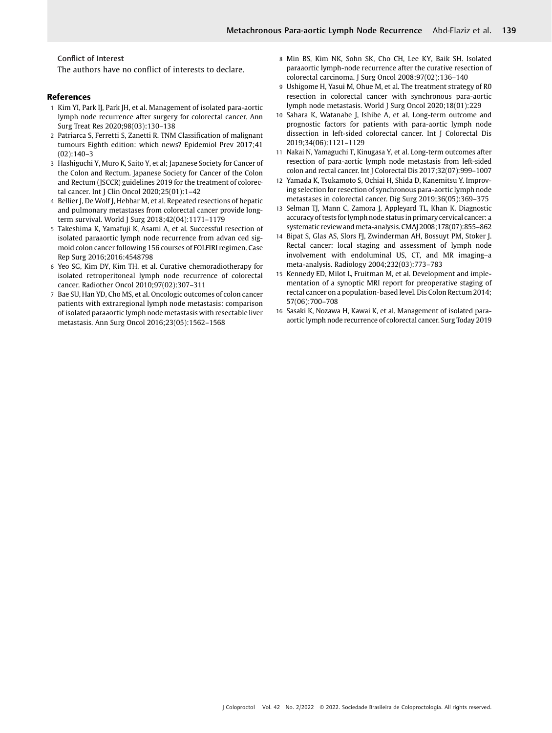Conflict of Interest

The authors have no conflict of interests to declare.

## References

1. Kim YI, Park IJ, Park JH, et al. Management of isolated para-aortic lymph node recurrence after surgery for colorectal cancer. Ann Surg Treat Res 2020;98(03):130–138
2. Patriarca S, Ferretti S, Zanetti R. TNM Classification of malignant tumours Eighth edition: which news? Epidemiol Prev 2017;41 (02):140–3
3. Hashiguchi Y, Muro K, Saito Y, et al; Japanese Society for Cancer of the Colon and Rectum. Japanese Society for Cancer of the Colon and Rectum (JSCCR) guidelines 2019 for the treatment of colorectal cancer. Int J Clin Oncol 2020;25(01):1–42
4. Bellier J, De Wolf J, Hebbar M, et al. Repeated resections of hepatic and pulmonary metastases from colorectal cancer provide long-term survival. World J Surg 2018;42(04):1171–1179
5. Takeshima K, Yamafuji K, Asami A, et al. Successful resection of isolated paraaortic lymph node recurrence from advan ced sigmoid colon cancer following 156 courses of FOLFIRI regimen. Case Rep Surg 2016;2016:4548798
6. Yeo SG, Kim DY, Kim TH, et al. Curative chemoradiotherapy for isolated retroperitoneal lymph node recurrence of colorectal cancer. Radiother Oncol 2010;97(02):307–311
7. Bae SU, Han YD, Cho MS, et al. Oncologic outcomes of colon cancer patients with extraregional lymph node metastasis: comparison of isolated paraaortic lymph node metastasis with resectable liver metastasis. Ann Surg Oncol 2016;23(05):1562–1568
8. Min BS, Kim NK, Sohn SK, Cho CH, Lee KY, Baik SH. Isolated paraaortic lymph-node recurrence after the curative resection of colorectal carcinoma. J Surg Oncol 2008;97(02):136–140
9. Ushigome H, Yasui M, Ohue M, et al. The treatment strategy of R0 resection in colorectal cancer with synchronous para-aortic lymph node metastasis. World J Surg Oncol 2020;18(01):229
10. Sahara K, Watanabe J, Ishibe A, et al. Long-term outcome and prognostic factors for patients with para-aortic lymph node dissection in left-sided colorectal cancer. Int J Colorectal Dis 2019;34(06):1121–1129
11. Nakai N, Yamaguchi T, Kinugasa Y, et al. Long-term outcomes after resection of para-aortic lymph node metastasis from left-sided colon and rectal cancer. Int J Colorectal Dis 2017;32(07):999–1007
12. Yamada K, Tsukamoto S, Ochiai H, Shida D, Kanemitsu Y. Improving selection for resection of synchronous para-aortic lymph node metastases in colorectal cancer. Dig Surg 2019;36(05):369–375
13. Selman TJ, Mann C, Zamora J, Appleyard TL, Khan K. Diagnostic accuracy of tests for lymph node status in primary cervical cancer: a systematic review and meta-analysis. CMAJ 2008;178(07):855–862
14. Bipat S, Glas AS, Slors FJ, Zwinderman AH, Bossuyt PM, Stoker J. Rectal cancer: local staging and assessment of lymph node involvement with endoluminal US, CT, and MR imaging–a meta-analysis. Radiology 2004;232(03):773–783
15. Kennedy ED, Milot L, Fruitman M, et al. Development and implementation of a synoptic MRI report for preoperative staging of rectal cancer on a population-based level. Dis Colon Rectum 2014; 57(06):700–708
16. Sasaki K, Nozawa H, Kawai K, et al. Management of isolated para-aortic lymph node recurrence of colorectal cancer. Surg Today 2019